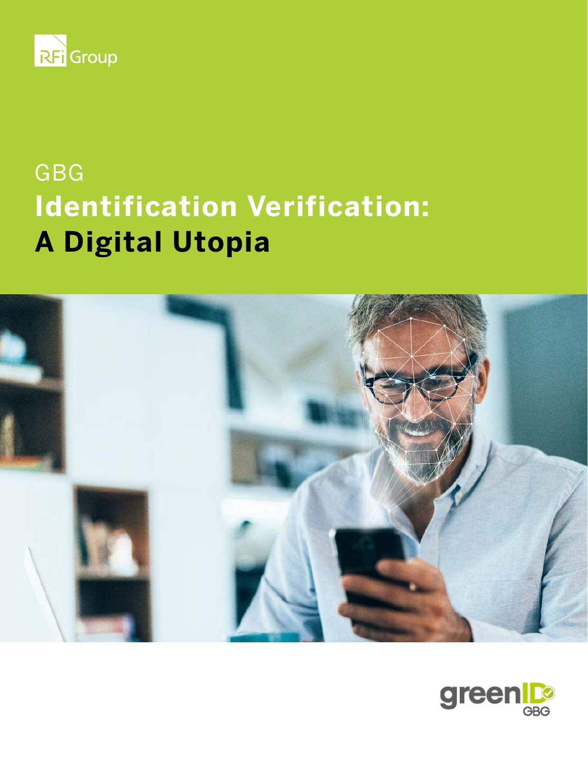RFi Group

GBG

# Identification Verification: A Digital Utopia

greenID GBG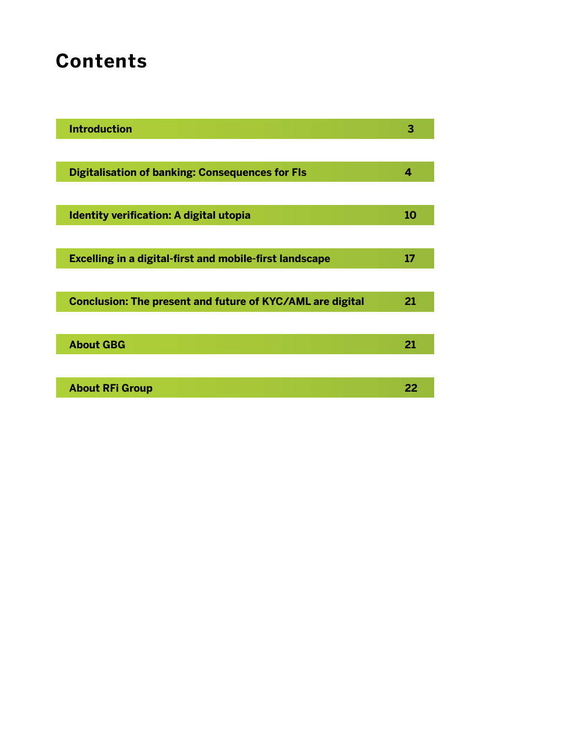# Contents

| | |
|---|---|
| Introduction | 3 |
| Digitalisation of banking: Consequences for FIs | 4 |
| Identity verification: A digital utopia | 10 |
| Excelling in a digital-first and mobile-first landscape | 17 |
| Conclusion: The present and future of KYC/AML are digital | 21 |
| About GBG | 21 |
| About RFi Group | 22 |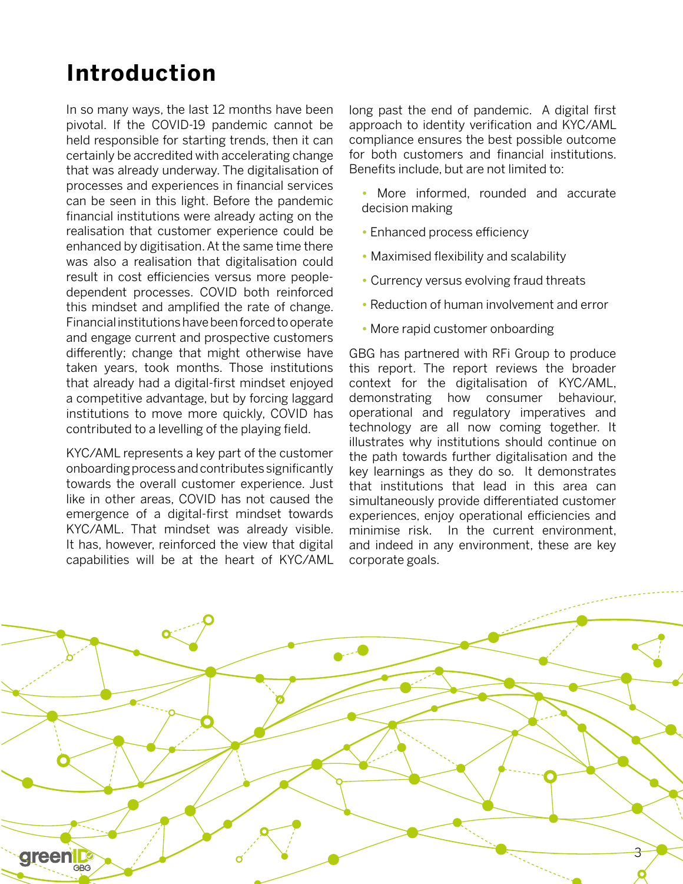# Introduction

In so many ways, the last 12 months have been pivotal. If the COVID-19 pandemic cannot be held responsible for starting trends, then it can certainly be accredited with accelerating change that was already underway. The digitalisation of processes and experiences in financial services can be seen in this light. Before the pandemic financial institutions were already acting on the realisation that customer experience could be enhanced by digitisation. At the same time there was also a realisation that digitalisation could result in cost efficiencies versus more people-dependent processes. COVID both reinforced this mindset and amplified the rate of change. Financial institutions have been forced to operate and engage current and prospective customers differently; change that might otherwise have taken years, took months. Those institutions that already had a digital-first mindset enjoyed a competitive advantage, but by forcing laggard institutions to move more quickly, COVID has contributed to a levelling of the playing field.

KYC/AML represents a key part of the customer onboarding process and contributes significantly towards the overall customer experience. Just like in other areas, COVID has not caused the emergence of a digital-first mindset towards KYC/AML. That mindset was already visible. It has, however, reinforced the view that digital capabilities will be at the heart of KYC/AML long past the end of pandemic. A digital first approach to identity verification and KYC/AML compliance ensures the best possible outcome for both customers and financial institutions. Benefits include, but are not limited to:

- More informed, rounded and accurate decision making
- Enhanced process efficiency
- Maximised flexibility and scalability
- Currency versus evolving fraud threats
- Reduction of human involvement and error
- More rapid customer onboarding

GBG has partnered with RFi Group to produce this report. The report reviews the broader context for the digitalisation of KYC/AML, demonstrating how consumer behaviour, operational and regulatory imperatives and technology are all now coming together. It illustrates why institutions should continue on the path towards further digitalisation and the key learnings as they do so. It demonstrates that institutions that lead in this area can simultaneously provide differentiated customer experiences, enjoy operational efficiencies and minimise risk. In the current environment, and indeed in any environment, these are key corporate goals.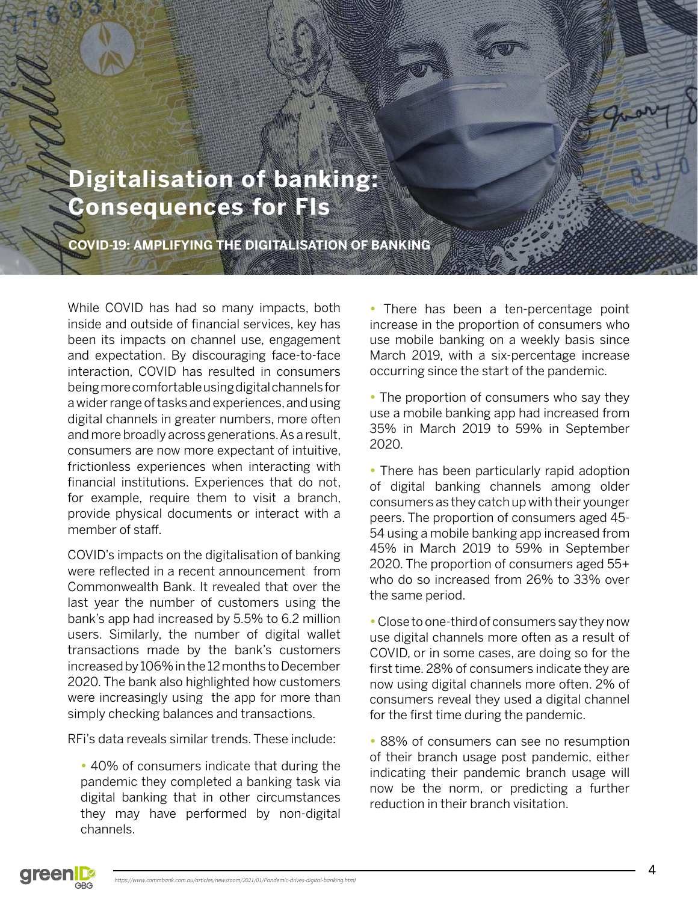# Digitalisation of banking: Consequences for FIs

## COVID-19: AMPLIFYING THE DIGITALISATION OF BANKING

While COVID has had so many impacts, both inside and outside of financial services, key has been its impacts on channel use, engagement and expectation. By discouraging face-to-face interaction, COVID has resulted in consumers being more comfortable using digital channels for a wider range of tasks and experiences, and using digital channels in greater numbers, more often and more broadly across generations. As a result, consumers are now more expectant of intuitive, frictionless experiences when interacting with financial institutions. Experiences that do not, for example, require them to visit a branch, provide physical documents or interact with a member of staff.

COVID's impacts on the digitalisation of banking were reflected in a recent announcement from Commonwealth Bank. It revealed that over the last year the number of customers using the bank's app had increased by 5.5% to 6.2 million users. Similarly, the number of digital wallet transactions made by the bank's customers increased by 106% in the 12 months to December 2020. The bank also highlighted how customers were increasingly using the app for more than simply checking balances and transactions.

RFi's data reveals similar trends. These include:

- 40% of consumers indicate that during the pandemic they completed a banking task via digital banking that in other circumstances they may have performed by non-digital channels.
- There has been a ten-percentage point increase in the proportion of consumers who use mobile banking on a weekly basis since March 2019, with a six-percentage increase occurring since the start of the pandemic.
- The proportion of consumers who say they use a mobile banking app had increased from 35% in March 2019 to 59% in September 2020.
- There has been particularly rapid adoption of digital banking channels among older consumers as they catch up with their younger peers. The proportion of consumers aged 45-54 using a mobile banking app increased from 45% in March 2019 to 59% in September 2020. The proportion of consumers aged 55+ who do so increased from 26% to 33% over the same period.
- Close to one-third of consumers say they now use digital channels more often as a result of COVID, or in some cases, are doing so for the first time. 28% of consumers indicate they are now using digital channels more often. 2% of consumers reveal they used a digital channel for the first time during the pandemic.
- 88% of consumers can see no resumption of their branch usage post pandemic, either indicating their pandemic branch usage will now be the norm, or predicting a further reduction in their branch visitation.

*https://www.commbank.com.au/articles/newsroom/2021/01/Pandemic-drives-digital-banking.html*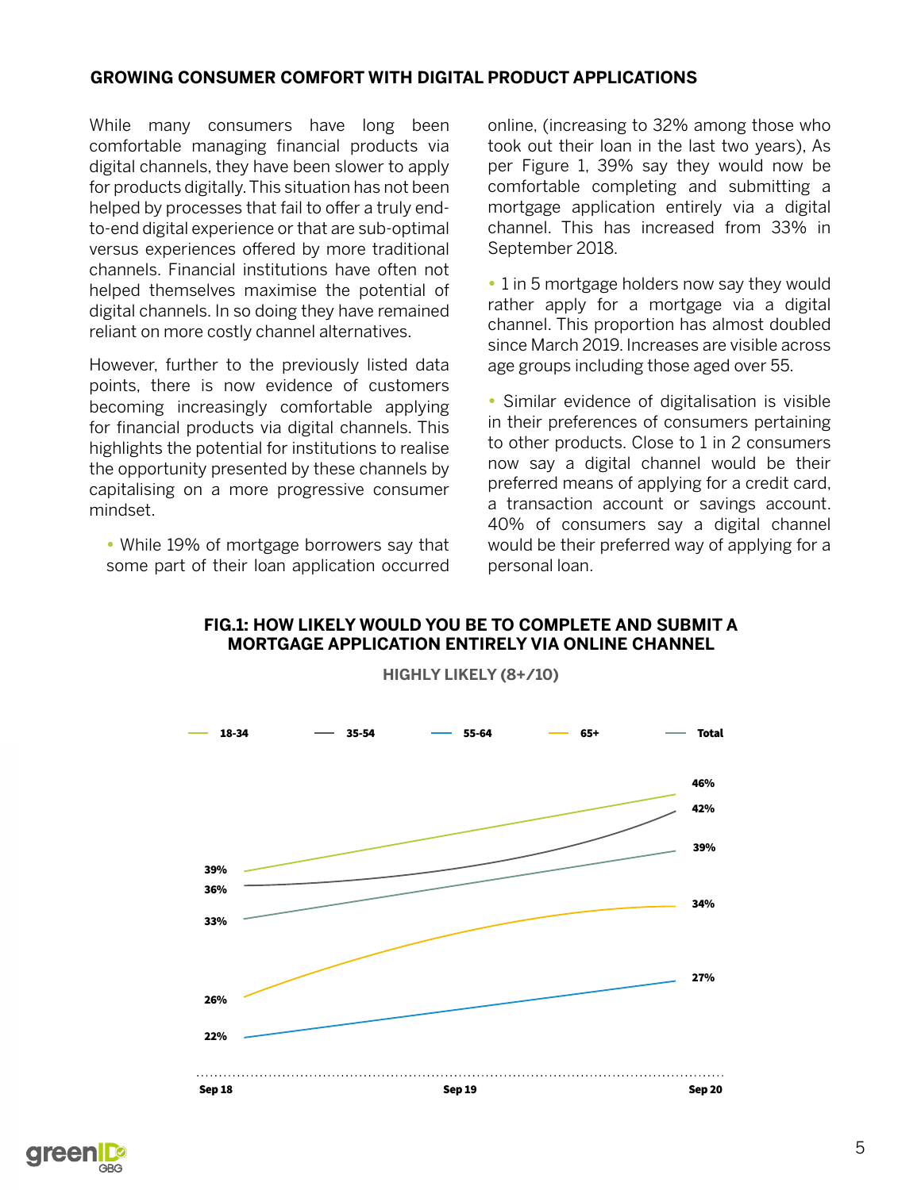## GROWING CONSUMER COMFORT WITH DIGITAL PRODUCT APPLICATIONS

While many consumers have long been comfortable managing financial products via digital channels, they have been slower to apply for products digitally. This situation has not been helped by processes that fail to offer a truly end-to-end digital experience or that are sub-optimal versus experiences offered by more traditional channels. Financial institutions have often not helped themselves maximise the potential of digital channels. In so doing they have remained reliant on more costly channel alternatives.

However, further to the previously listed data points, there is now evidence of customers becoming increasingly comfortable applying for financial products via digital channels. This highlights the potential for institutions to realise the opportunity presented by these channels by capitalising on a more progressive consumer mindset.

- While 19% of mortgage borrowers say that some part of their loan application occurred online, (increasing to 32% among those who took out their loan in the last two years), As per Figure 1, 39% say they would now be comfortable completing and submitting a mortgage application entirely via a digital channel. This has increased from 33% in September 2018.
- 1 in 5 mortgage holders now say they would rather apply for a mortgage via a digital channel. This proportion has almost doubled since March 2019. Increases are visible across age groups including those aged over 55.
- Similar evidence of digitalisation is visible in their preferences of consumers pertaining to other products. Close to 1 in 2 consumers now say a digital channel would be their preferred means of applying for a credit card, a transaction account or savings account. 40% of consumers say a digital channel would be their preferred way of applying for a personal loan.

**FIG.1: HOW LIKELY WOULD YOU BE TO COMPLETE AND SUBMIT A MORTGAGE APPLICATION ENTIRELY VIA ONLINE CHANNEL**

HIGHLY LIKELY (8+/10)

| | Sep 18 | Sep 20 |
|---|---|---|
| 18-34 | 39% | 46% |
| 35-54 | 36% | 42% |
| 55-64 | 22% | 27% |
| 65+ | 26% | 34% |
| Total | 33% | 39% |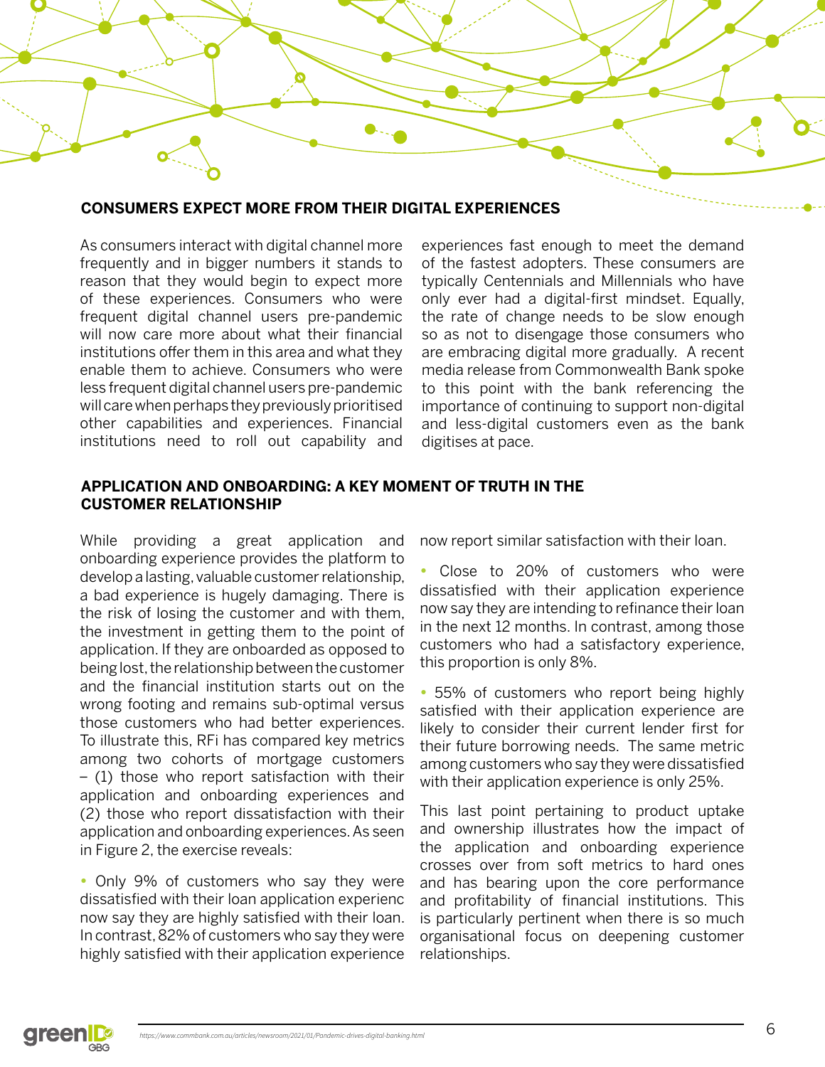## CONSUMERS EXPECT MORE FROM THEIR DIGITAL EXPERIENCES

As consumers interact with digital channel more frequently and in bigger numbers it stands to reason that they would begin to expect more of these experiences. Consumers who were frequent digital channel users pre-pandemic will now care more about what their financial institutions offer them in this area and what they enable them to achieve. Consumers who were less frequent digital channel users pre-pandemic will care when perhaps they previously prioritised other capabilities and experiences. Financial institutions need to roll out capability and experiences fast enough to meet the demand of the fastest adopters. These consumers are typically Centennials and Millennials who have only ever had a digital-first mindset. Equally, the rate of change needs to be slow enough so as not to disengage those consumers who are embracing digital more gradually. A recent media release from Commonwealth Bank spoke to this point with the bank referencing the importance of continuing to support non-digital and less-digital customers even as the bank digitises at pace.

## APPLICATION AND ONBOARDING: A KEY MOMENT OF TRUTH IN THE CUSTOMER RELATIONSHIP

While providing a great application and onboarding experience provides the platform to develop a lasting, valuable customer relationship, a bad experience is hugely damaging. There is the risk of losing the customer and with them, the investment in getting them to the point of application. If they are onboarded as opposed to being lost, the relationship between the customer and the financial institution starts out on the wrong footing and remains sub-optimal versus those customers who had better experiences. To illustrate this, RFi has compared key metrics among two cohorts of mortgage customers – (1) those who report satisfaction with their application and onboarding experiences and (2) those who report dissatisfaction with their application and onboarding experiences. As seen in Figure 2, the exercise reveals:

- Only 9% of customers who say they were dissatisfied with their loan application experienc now say they are highly satisfied with their loan. In contrast, 82% of customers who say they were highly satisfied with their application experience now report similar satisfaction with their loan.
- Close to 20% of customers who were dissatisfied with their application experience now say they are intending to refinance their loan in the next 12 months. In contrast, among those customers who had a satisfactory experience, this proportion is only 8%.
- 55% of customers who report being highly satisfied with their application experience are likely to consider their current lender first for their future borrowing needs. The same metric among customers who say they were dissatisfied with their application experience is only 25%.

This last point pertaining to product uptake and ownership illustrates how the impact of the application and onboarding experience crosses over from soft metrics to hard ones and has bearing upon the core performance and profitability of financial institutions. This is particularly pertinent when there is so much organisational focus on deepening customer relationships.

https://www.commbank.com.au/articles/newsroom/2021/01/Pandemic-drives-digital-banking.html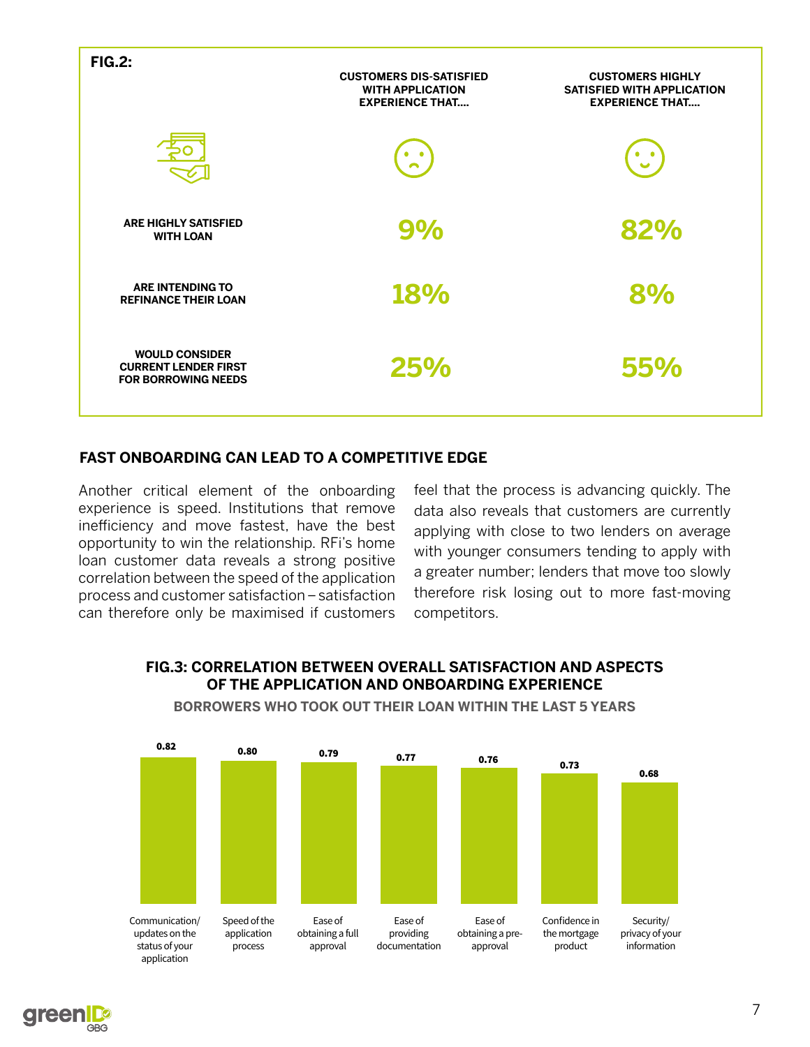**FIG.2:**

| | CUSTOMERS DIS-SATISFIED WITH APPLICATION EXPERIENCE THAT.... | CUSTOMERS HIGHLY SATISFIED WITH APPLICATION EXPERIENCE THAT.... |
|---|---|---|
| ARE HIGHLY SATISFIED WITH LOAN | 9% | 82% |
| ARE INTENDING TO REFINANCE THEIR LOAN | 18% | 8% |
| WOULD CONSIDER CURRENT LENDER FIRST FOR BORROWING NEEDS | 25% | 55% |

## FAST ONBOARDING CAN LEAD TO A COMPETITIVE EDGE

Another critical element of the onboarding experience is speed. Institutions that remove inefficiency and move fastest, have the best opportunity to win the relationship. RFi's home loan customer data reveals a strong positive correlation between the speed of the application process and customer satisfaction – satisfaction can therefore only be maximised if customers feel that the process is advancing quickly. The data also reveals that customers are currently applying with close to two lenders on average with younger consumers tending to apply with a greater number; lenders that move too slowly therefore risk losing out to more fast-moving competitors.

**FIG.3: CORRELATION BETWEEN OVERALL SATISFACTION AND ASPECTS OF THE APPLICATION AND ONBOARDING EXPERIENCE**

**BORROWERS WHO TOOK OUT THEIR LOAN WITHIN THE LAST 5 YEARS**

| Aspect | Correlation |
|---|---|
| Communication/updates on the status of your application | 0.82 |
| Speed of the application process | 0.80 |
| Ease of obtaining a full approval | 0.79 |
| Ease of providing documentation | 0.77 |
| Ease of obtaining a pre-approval | 0.76 |
| Confidence in the mortgage product | 0.73 |
| Security/privacy of your information | 0.68 |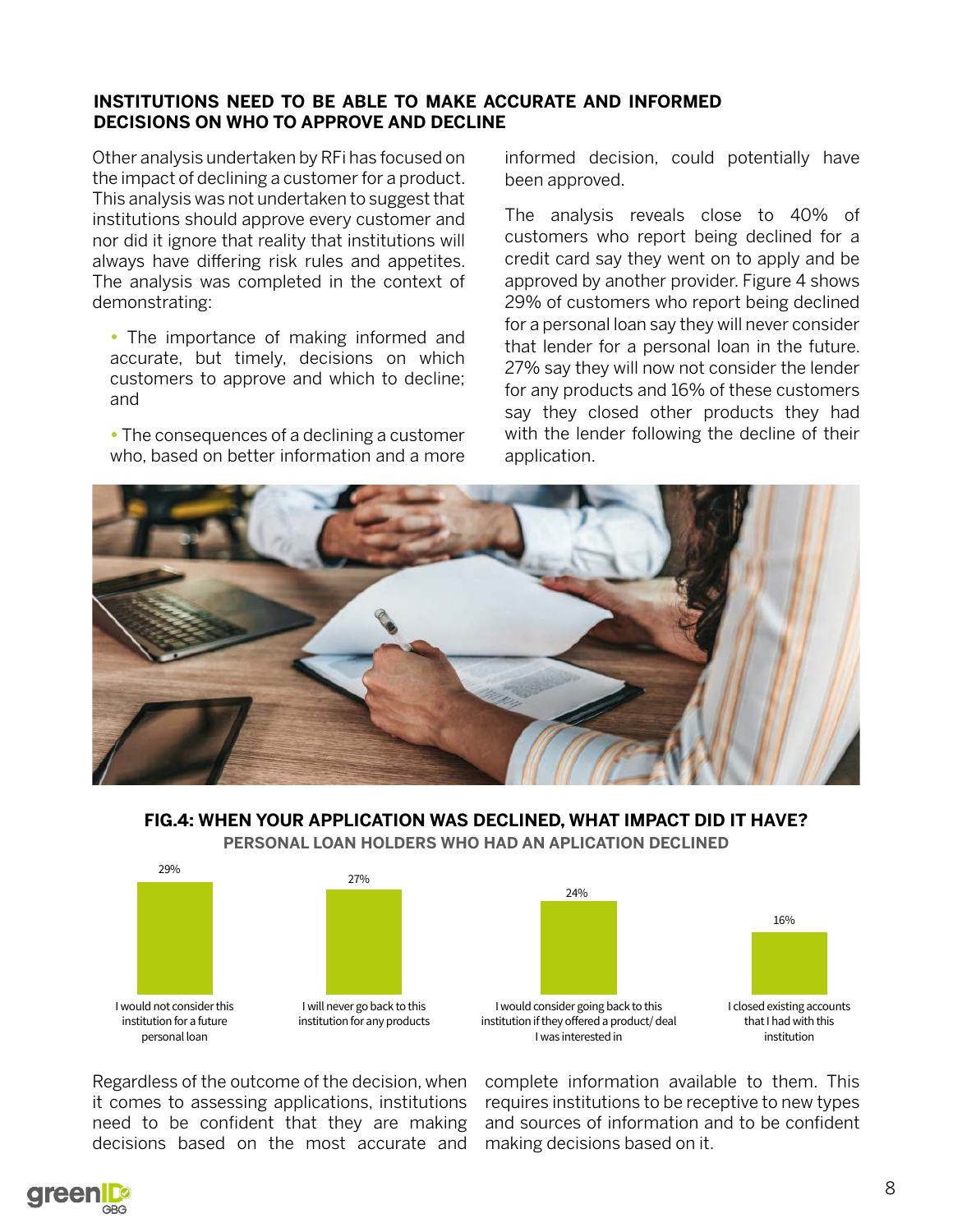## INSTITUTIONS NEED TO BE ABLE TO MAKE ACCURATE AND INFORMED DECISIONS ON WHO TO APPROVE AND DECLINE

Other analysis undertaken by RFi has focused on the impact of declining a customer for a product. This analysis was not undertaken to suggest that institutions should approve every customer and nor did it ignore that reality that institutions will always have differing risk rules and appetites. The analysis was completed in the context of demonstrating:

- The importance of making informed and accurate, but timely, decisions on which customers to approve and which to decline; and
- The consequences of a declining a customer who, based on better information and a more informed decision, could potentially have been approved.

The analysis reveals close to 40% of customers who report being declined for a credit card say they went on to apply and be approved by another provider. Figure 4 shows 29% of customers who report being declined for a personal loan say they will never consider that lender for a personal loan in the future. 27% say they will now not consider the lender for any products and 16% of these customers say they closed other products they had with the lender following the decline of their application.

**FIG.4: WHEN YOUR APPLICATION WAS DECLINED, WHAT IMPACT DID IT HAVE?**

**PERSONAL LOAN HOLDERS WHO HAD AN APLICATION DECLINED**

| Response | % |
|---|---|
| I would not consider this institution for a future personal loan | 29% |
| I will never go back to this institution for any products | 27% |
| I would consider going back to this institution if they offered a product/ deal I was interested in | 24% |
| I closed existing accounts that I had with this institution | 16% |

Regardless of the outcome of the decision, when it comes to assessing applications, institutions need to be confident that they are making decisions based on the most accurate and complete information available to them. This requires institutions to be receptive to new types and sources of information and to be confident making decisions based on it.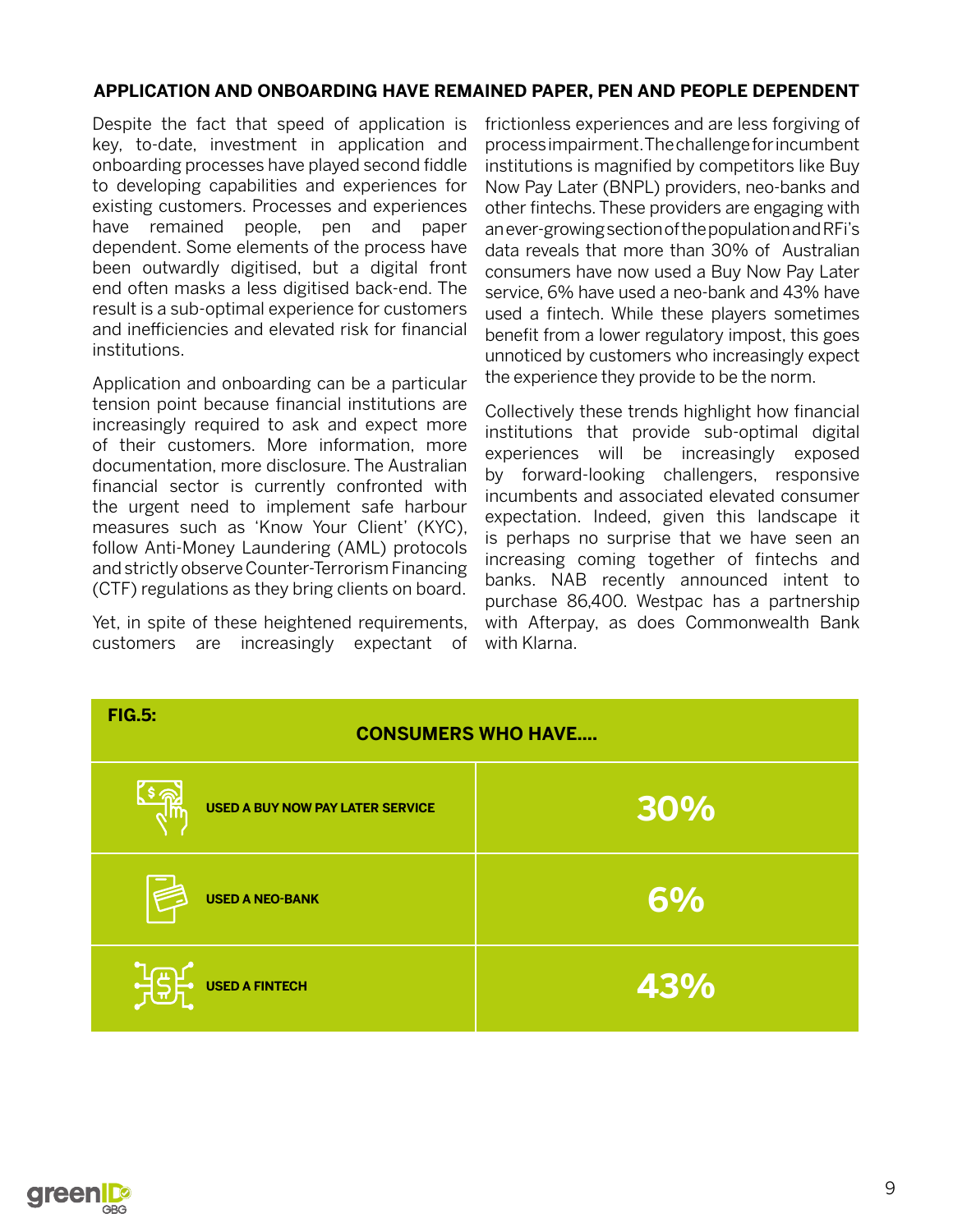## APPLICATION AND ONBOARDING HAVE REMAINED PAPER, PEN AND PEOPLE DEPENDENT

Despite the fact that speed of application is key, to-date, investment in application and onboarding processes have played second fiddle to developing capabilities and experiences for existing customers. Processes and experiences have remained people, pen and paper dependent. Some elements of the process have been outwardly digitised, but a digital front end often masks a less digitised back-end. The result is a sub-optimal experience for customers and inefficiencies and elevated risk for financial institutions.

Application and onboarding can be a particular tension point because financial institutions are increasingly required to ask and expect more of their customers. More information, more documentation, more disclosure. The Australian financial sector is currently confronted with the urgent need to implement safe harbour measures such as 'Know Your Client' (KYC), follow Anti-Money Laundering (AML) protocols and strictly observe Counter-Terrorism Financing (CTF) regulations as they bring clients on board.

Yet, in spite of these heightened requirements, customers are increasingly expectant of frictionless experiences and are less forgiving of process impairment. The challenge for incumbent institutions is magnified by competitors like Buy Now Pay Later (BNPL) providers, neo-banks and other fintechs. These providers are engaging with an ever-growing section of the population and RFi's data reveals that more than 30% of Australian consumers have now used a Buy Now Pay Later service, 6% have used a neo-bank and 43% have used a fintech. While these players sometimes benefit from a lower regulatory impost, this goes unnoticed by customers who increasingly expect the experience they provide to be the norm.

Collectively these trends highlight how financial institutions that provide sub-optimal digital experiences will be increasingly exposed by forward-looking challengers, responsive incumbents and associated elevated consumer expectation. Indeed, given this landscape it is perhaps no surprise that we have seen an increasing coming together of fintechs and banks. NAB recently announced intent to purchase 86,400. Westpac has a partnership with Afterpay, as does Commonwealth Bank with Klarna.

**FIG.5:**

| CONSUMERS WHO HAVE.... | |
|---|---|
| USED A BUY NOW PAY LATER SERVICE | 30% |
| USED A NEO-BANK | 6% |
| USED A FINTECH | 43% |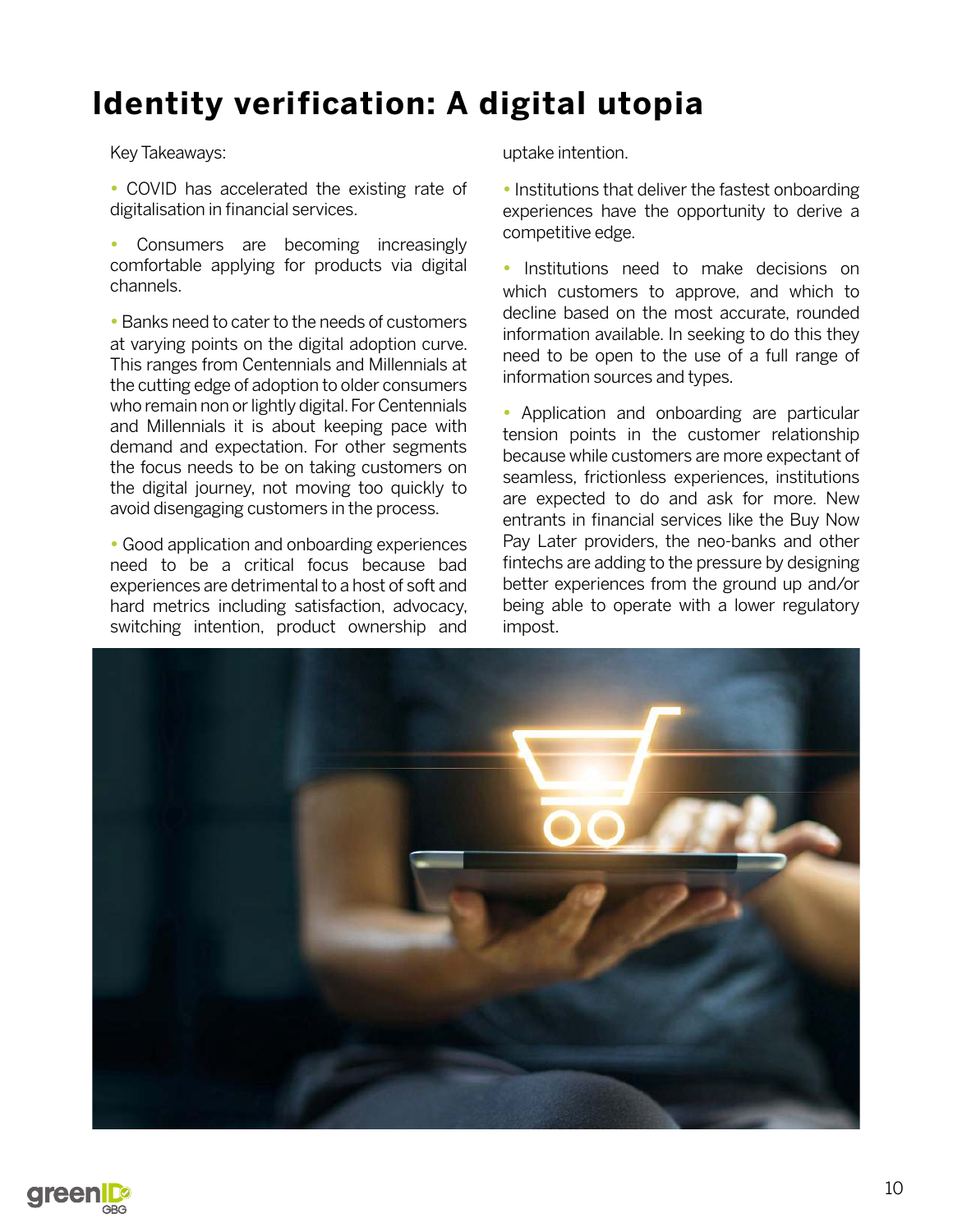# Identity verification: A digital utopia

Key Takeaways:

- COVID has accelerated the existing rate of digitalisation in financial services.

- Consumers are becoming increasingly comfortable applying for products via digital channels.

- Banks need to cater to the needs of customers at varying points on the digital adoption curve. This ranges from Centennials and Millennials at the cutting edge of adoption to older consumers who remain non or lightly digital. For Centennials and Millennials it is about keeping pace with demand and expectation. For other segments the focus needs to be on taking customers on the digital journey, not moving too quickly to avoid disengaging customers in the process.

- Good application and onboarding experiences need to be a critical focus because bad experiences are detrimental to a host of soft and hard metrics including satisfaction, advocacy, switching intention, product ownership and uptake intention.

- Institutions that deliver the fastest onboarding experiences have the opportunity to derive a competitive edge.

- Institutions need to make decisions on which customers to approve, and which to decline based on the most accurate, rounded information available. In seeking to do this they need to be open to the use of a full range of information sources and types.

- Application and onboarding are particular tension points in the customer relationship because while customers are more expectant of seamless, frictionless experiences, institutions are expected to do and ask for more. New entrants in financial services like the Buy Now Pay Later providers, the neo-banks and other fintechs are adding to the pressure by designing better experiences from the ground up and/or being able to operate with a lower regulatory impost.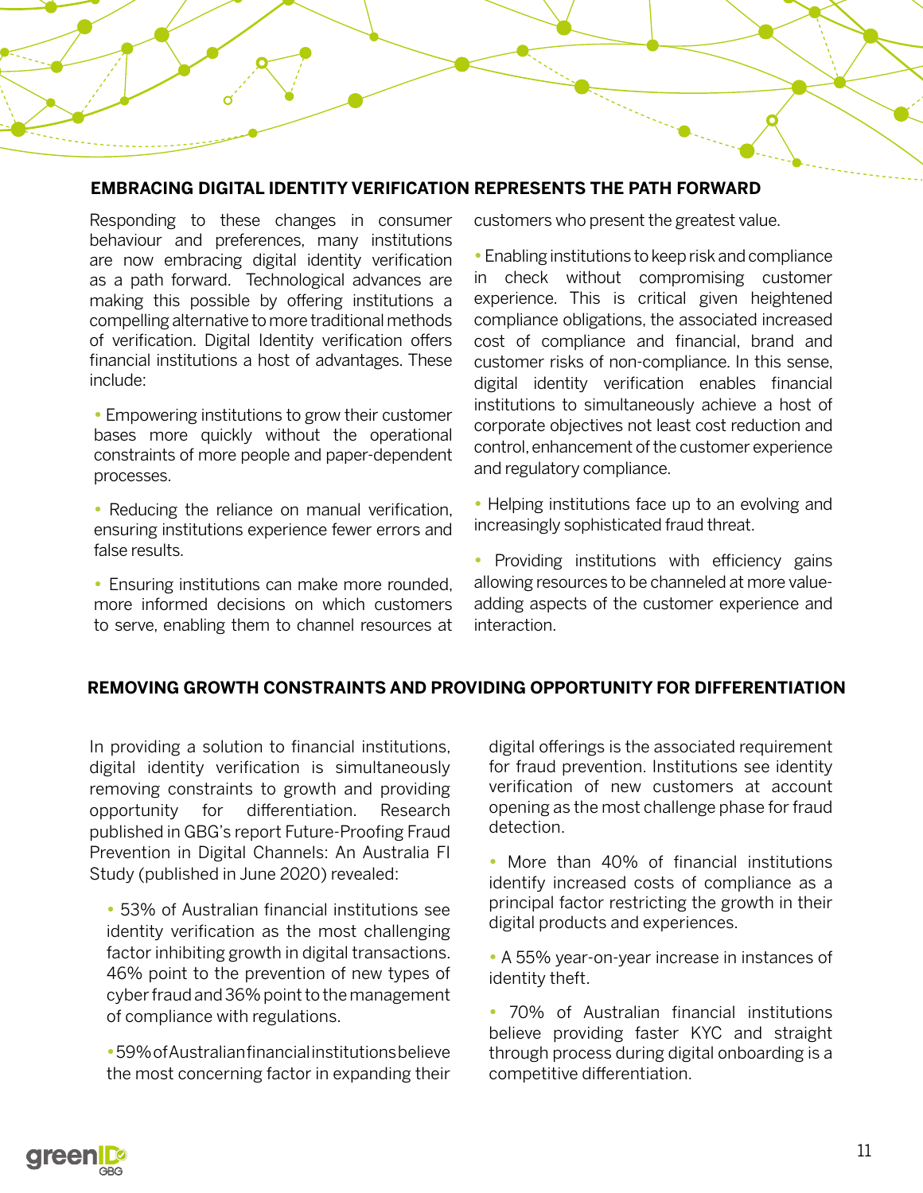## EMBRACING DIGITAL IDENTITY VERIFICATION REPRESENTS THE PATH FORWARD

Responding to these changes in consumer behaviour and preferences, many institutions are now embracing digital identity verification as a path forward. Technological advances are making this possible by offering institutions a compelling alternative to more traditional methods of verification. Digital Identity verification offers financial institutions a host of advantages. These include:

- Empowering institutions to grow their customer bases more quickly without the operational constraints of more people and paper-dependent processes.
- Reducing the reliance on manual verification, ensuring institutions experience fewer errors and false results.
- Ensuring institutions can make more rounded, more informed decisions on which customers to serve, enabling them to channel resources at customers who present the greatest value.
- Enabling institutions to keep risk and compliance in check without compromising customer experience. This is critical given heightened compliance obligations, the associated increased cost of compliance and financial, brand and customer risks of non-compliance. In this sense, digital identity verification enables financial institutions to simultaneously achieve a host of corporate objectives not least cost reduction and control, enhancement of the customer experience and regulatory compliance.
- Helping institutions face up to an evolving and increasingly sophisticated fraud threat.
- Providing institutions with efficiency gains allowing resources to be channeled at more value-adding aspects of the customer experience and interaction.

## REMOVING GROWTH CONSTRAINTS AND PROVIDING OPPORTUNITY FOR DIFFERENTIATION

In providing a solution to financial institutions, digital identity verification is simultaneously removing constraints to growth and providing opportunity for differentiation. Research published in GBG's report Future-Proofing Fraud Prevention in Digital Channels: An Australia FI Study (published in June 2020) revealed:

- 53% of Australian financial institutions see identity verification as the most challenging factor inhibiting growth in digital transactions. 46% point to the prevention of new types of cyber fraud and 36% point to the management of compliance with regulations.
- 59% of Australian financial institutions believe the most concerning factor in expanding their digital offerings is the associated requirement for fraud prevention. Institutions see identity verification of new customers at account opening as the most challenge phase for fraud detection.
- More than 40% of financial institutions identify increased costs of compliance as a principal factor restricting the growth in their digital products and experiences.
- A 55% year-on-year increase in instances of identity theft.
- 70% of Australian financial institutions believe providing faster KYC and straight through process during digital onboarding is a competitive differentiation.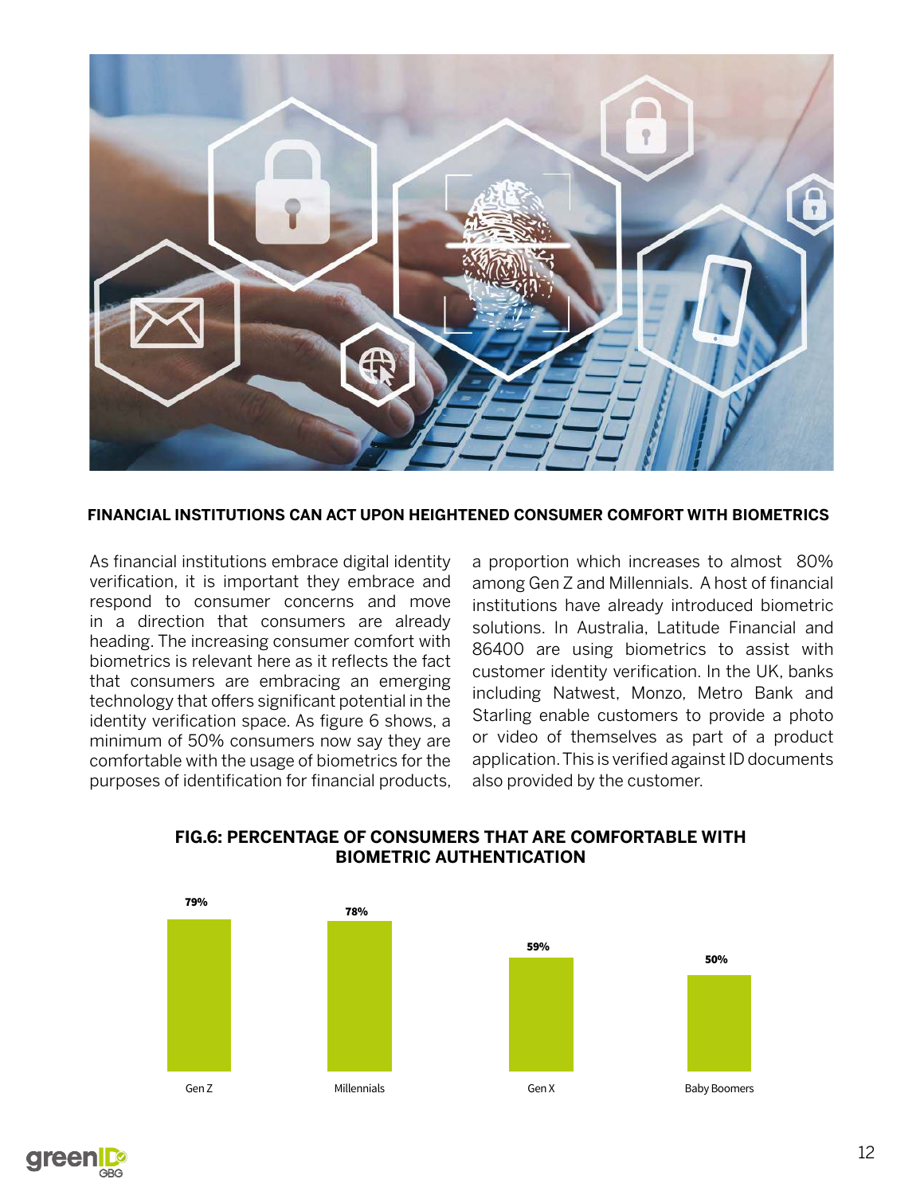## FINANCIAL INSTITUTIONS CAN ACT UPON HEIGHTENED CONSUMER COMFORT WITH BIOMETRICS

As financial institutions embrace digital identity verification, it is important they embrace and respond to consumer concerns and move in a direction that consumers are already heading. The increasing consumer comfort with biometrics is relevant here as it reflects the fact that consumers are embracing an emerging technology that offers significant potential in the identity verification space. As figure 6 shows, a minimum of 50% consumers now say they are comfortable with the usage of biometrics for the purposes of identification for financial products, a proportion which increases to almost 80% among Gen Z and Millennials. A host of financial institutions have already introduced biometric solutions. In Australia, Latitude Financial and 86400 are using biometrics to assist with customer identity verification. In the UK, banks including Natwest, Monzo, Metro Bank and Starling enable customers to provide a photo or video of themselves as part of a product application. This is verified against ID documents also provided by the customer.

### FIG.6: PERCENTAGE OF CONSUMERS THAT ARE COMFORTABLE WITH BIOMETRIC AUTHENTICATION

| Generation | Percentage |
| --- | --- |
| Gen Z | 79% |
| Millennials | 78% |
| Gen X | 59% |
| Baby Boomers | 50% |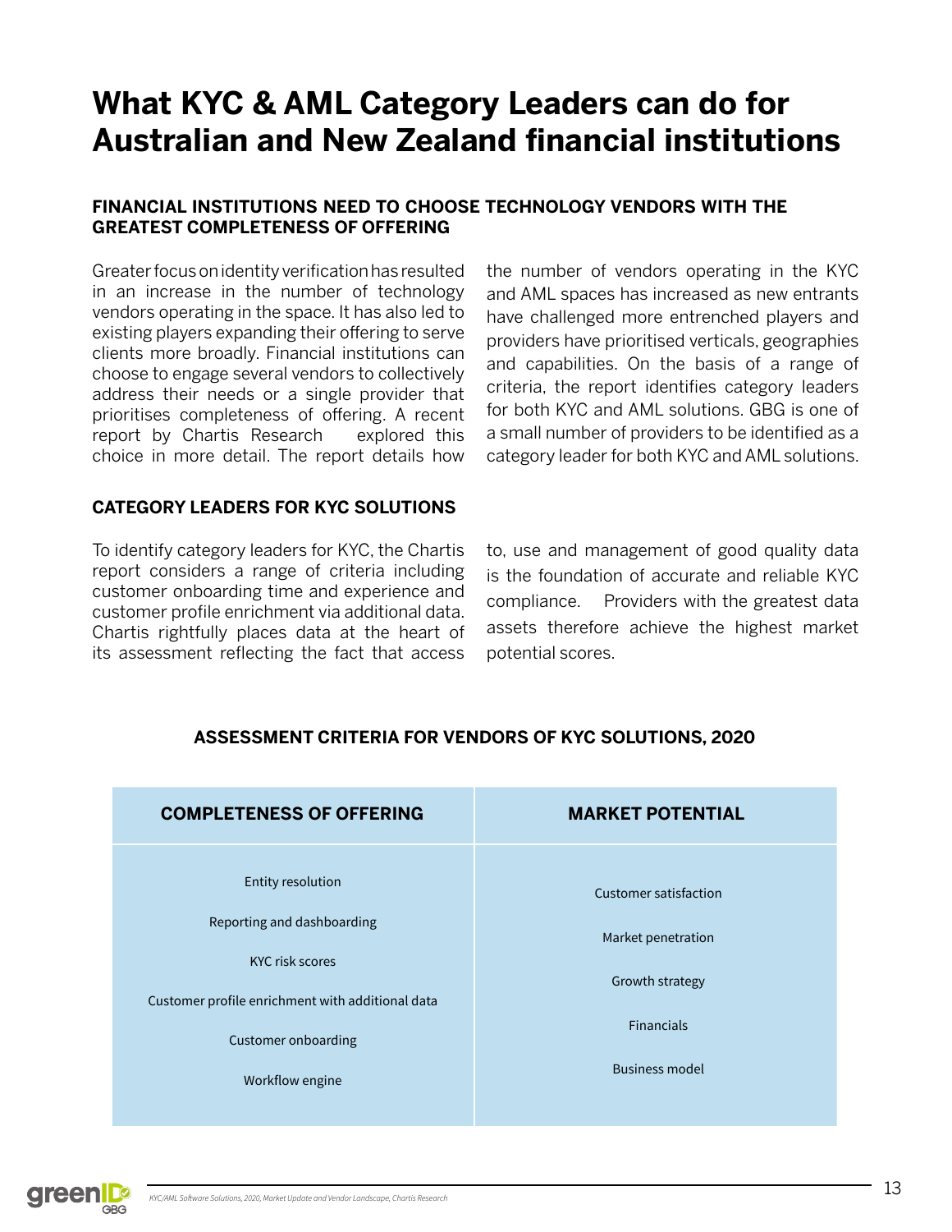# What KYC & AML Category Leaders can do for Australian and New Zealand financial institutions

### FINANCIAL INSTITUTIONS NEED TO CHOOSE TECHNOLOGY VENDORS WITH THE GREATEST COMPLETENESS OF OFFERING

Greater focus on identity verification has resulted in an increase in the number of technology vendors operating in the space. It has also led to existing players expanding their offering to serve clients more broadly. Financial institutions can choose to engage several vendors to collectively address their needs or a single provider that prioritises completeness of offering. A recent report by Chartis Research explored this choice in more detail. The report details how the number of vendors operating in the KYC and AML spaces has increased as new entrants have challenged more entrenched players and providers have prioritised verticals, geographies and capabilities. On the basis of a range of criteria, the report identifies category leaders for both KYC and AML solutions. GBG is one of a small number of providers to be identified as a category leader for both KYC and AML solutions.

### CATEGORY LEADERS FOR KYC SOLUTIONS

To identify category leaders for KYC, the Chartis report considers a range of criteria including customer onboarding time and experience and customer profile enrichment via additional data. Chartis rightfully places data at the heart of its assessment reflecting the fact that access to, use and management of good quality data is the foundation of accurate and reliable KYC compliance. Providers with the greatest data assets therefore achieve the highest market potential scores.

**ASSESSMENT CRITERIA FOR VENDORS OF KYC SOLUTIONS, 2020**

| COMPLETENESS OF OFFERING | MARKET POTENTIAL |
|---|---|
| Entity resolution | Customer satisfaction |
| Reporting and dashboarding | Market penetration |
| KYC risk scores | Growth strategy |
| Customer profile enrichment with additional data | Financials |
| Customer onboarding | Business model |
| Workflow engine | |

*KYC/AML Software Solutions, 2020, Market Update and Vendor Landscape, Chartis Research*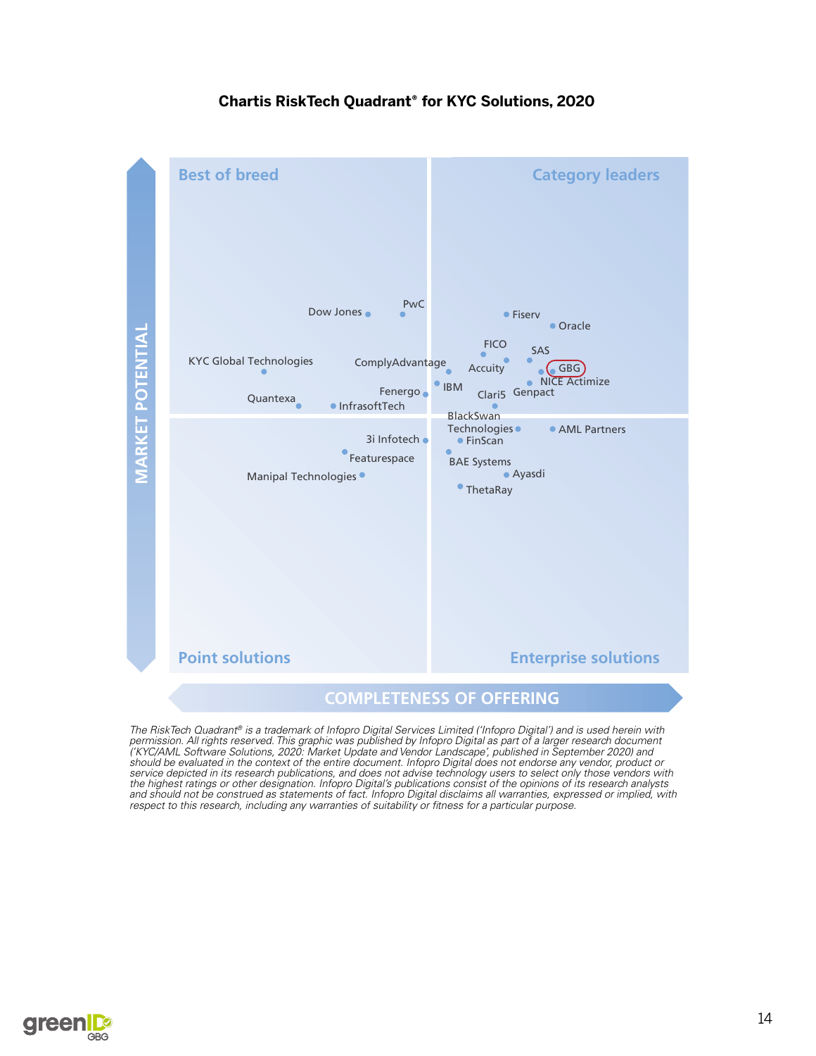**Chartis RiskTech Quadrant® for KYC Solutions, 2020**

Best of breed

Category leaders

MARKET POTENTIAL

Dow Jones

PwC

Fiserv

Oracle

FICO

SAS

KYC Global Technologies

ComplyAdvantage

Accuity

GBG

NICE Actimize

IBM

Fenergo

Clari5

Genpact

Quantexa

InfrasoftTech

BlackSwan Technologies

AML Partners

3i Infotech

FinScan

Featurespace

BAE Systems

Manipal Technologies

Ayasdi

ThetaRay

Point solutions

Enterprise solutions

COMPLETENESS OF OFFERING

*The RiskTech Quadrant® is a trademark of Infopro Digital Services Limited ('Infopro Digital') and is used herein with permission. All rights reserved. This graphic was published by Infopro Digital as part of a larger research document ('KYC/AML Software Solutions, 2020: Market Update and Vendor Landscape', published in September 2020) and should be evaluated in the context of the entire document. Infopro Digital does not endorse any vendor, product or service depicted in its research publications, and does not advise technology users to select only those vendors with the highest ratings or other designation. Infopro Digital's publications consist of the opinions of its research analysts and should not be construed as statements of fact. Infopro Digital disclaims all warranties, expressed or implied, with respect to this research, including any warranties of suitability or fitness for a particular purpose.*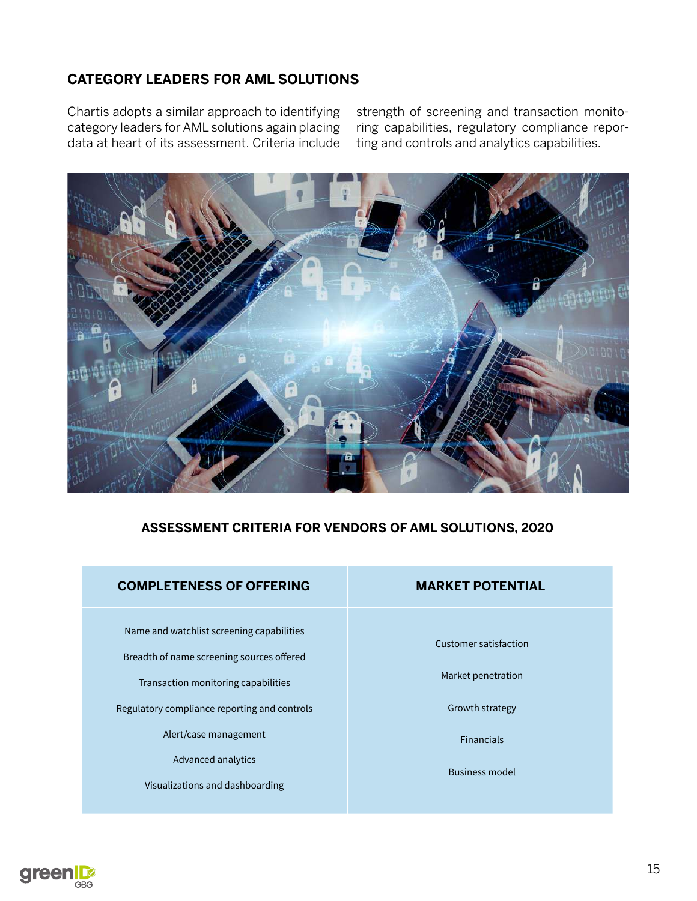## CATEGORY LEADERS FOR AML SOLUTIONS

Chartis adopts a similar approach to identifying category leaders for AML solutions again placing data at heart of its assessment. Criteria include strength of screening and transaction monitoring capabilities, regulatory compliance reporting and controls and analytics capabilities.

### ASSESSMENT CRITERIA FOR VENDORS OF AML SOLUTIONS, 2020

| COMPLETENESS OF OFFERING | MARKET POTENTIAL |
| --- | --- |
| Name and watchlist screening capabilities | Customer satisfaction |
| Breadth of name screening sources offered | Market penetration |
| Transaction monitoring capabilities | Growth strategy |
| Regulatory compliance reporting and controls | Financials |
| Alert/case management | Business model |
| Advanced analytics | |
| Visualizations and dashboarding | |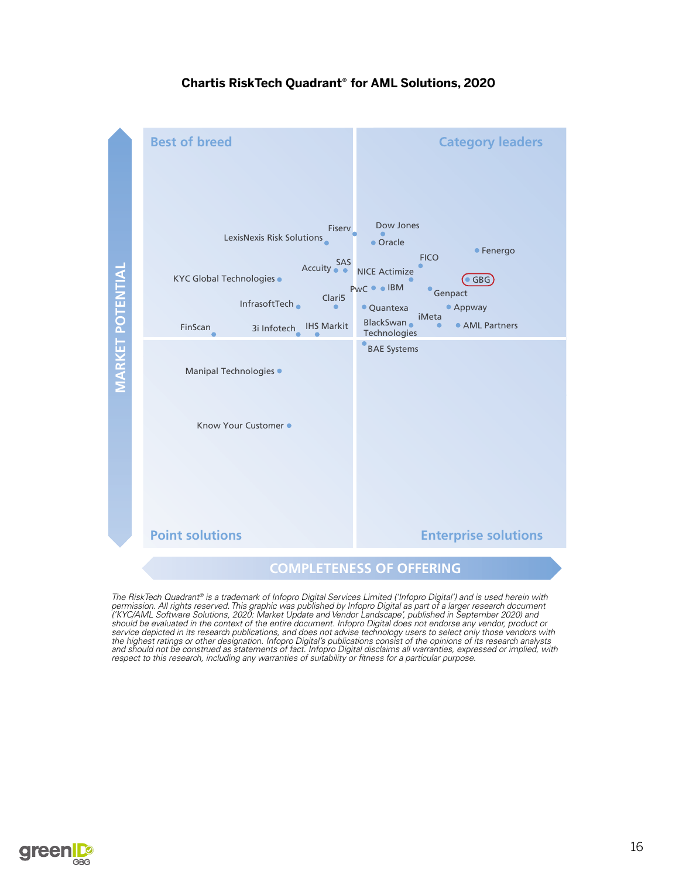**Chartis RiskTech Quadrant® for AML Solutions, 2020**

MARKET POTENTIAL

Best of breed

Category leaders

Fiserv

Dow Jones

LexisNexis Risk Solutions

Oracle

Fenergo

FICO

SAS

Accuity

NICE Actimize

KYC Global Technologies

GBG

PwC

IBM

Genpact

Clari5

InfrasoftTech

Quantexa

Appway

iMeta

BlackSwan Technologies

FinScan

3i Infotech

IHS Markit

AML Partners

BAE Systems

Manipal Technologies

Know Your Customer

Point solutions

Enterprise solutions

COMPLETENESS OF OFFERING

*The RiskTech Quadrant® is a trademark of Infopro Digital Services Limited ('Infopro Digital') and is used herein with permission. All rights reserved. This graphic was published by Infopro Digital as part of a larger research document ('KYC/AML Software Solutions, 2020: Market Update and Vendor Landscape', published in September 2020) and should be evaluated in the context of the entire document. Infopro Digital does not endorse any vendor, product or service depicted in its research publications, and does not advise technology users to select only those vendors with the highest ratings or other designation. Infopro Digital's publications consist of the opinions of its research analysts and should not be construed as statements of fact. Infopro Digital disclaims all warranties, expressed or implied, with respect to this research, including any warranties of suitability or fitness for a particular purpose.*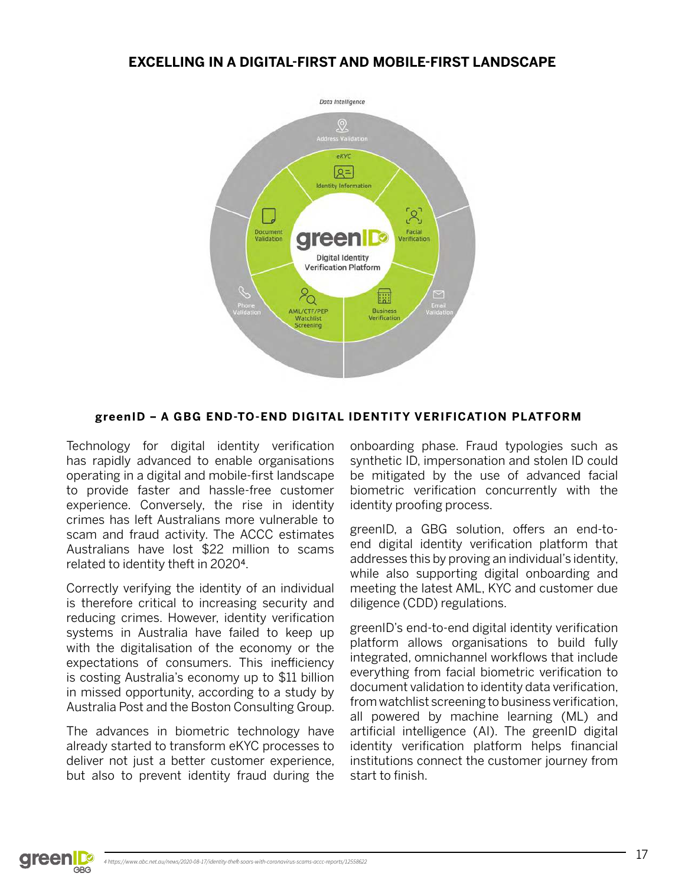## EXCELLING IN A DIGITAL-FIRST AND MOBILE-FIRST LANDSCAPE

Data Intelligence

Address Validation

eKYC

Identity Information

Facial Verification

Document Validation

greenID

Digital Identity Verification Platform

Phone Validation

AML/CTF/PEP Watchlist Screening

Business Verification

Email Validation

**greenID – A GBG END-TO-END DIGITAL IDENTITY VERIFICATION PLATFORM**

Technology for digital identity verification has rapidly advanced to enable organisations operating in a digital and mobile-first landscape to provide faster and hassle-free customer experience. Conversely, the rise in identity crimes has left Australians more vulnerable to scam and fraud activity. The ACCC estimates Australians have lost $22 million to scams related to identity theft in 2020[4].

Correctly verifying the identity of an individual is therefore critical to increasing security and reducing crimes. However, identity verification systems in Australia have failed to keep up with the digitalisation of the economy or the expectations of consumers. This inefficiency is costing Australia's economy up to $11 billion in missed opportunity, according to a study by Australia Post and the Boston Consulting Group.

The advances in biometric technology have already started to transform eKYC processes to deliver not just a better customer experience, but also to prevent identity fraud during the onboarding phase. Fraud typologies such as synthetic ID, impersonation and stolen ID could be mitigated by the use of advanced facial biometric verification concurrently with the identity proofing process.

greenID, a GBG solution, offers an end-to-end digital identity verification platform that addresses this by proving an individual's identity, while also supporting digital onboarding and meeting the latest AML, KYC and customer due diligence (CDD) regulations.

greenID's end-to-end digital identity verification platform allows organisations to build fully integrated, omnichannel workflows that include everything from facial biometric verification to document validation to identity data verification, from watchlist screening to business verification, all powered by machine learning (ML) and artificial intelligence (AI). The greenID digital identity verification platform helps financial institutions connect the customer journey from start to finish.

*4 https://www.abc.net.au/news/2020-08-17/identity-theft-soars-with-coronavirus-scams-accc-reports/12558622*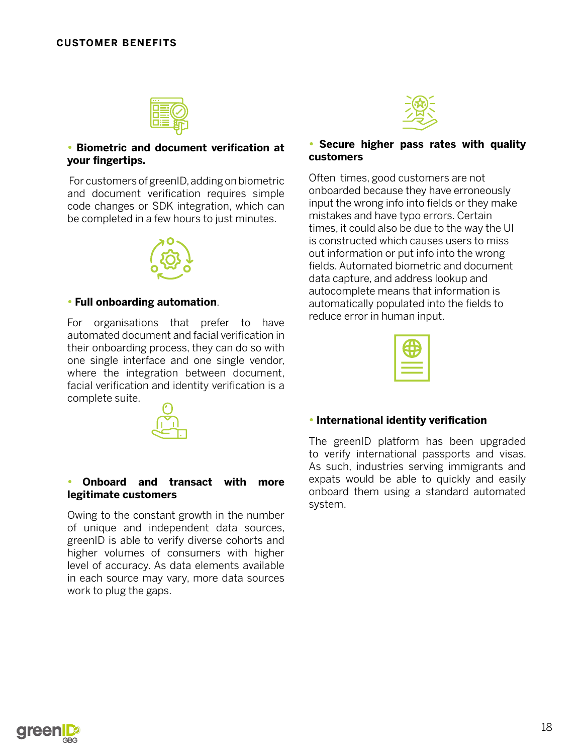## CUSTOMER BENEFITS

- **Biometric and document verification at your fingertips.**

For customers of greenID, adding on biometric and document verification requires simple code changes or SDK integration, which can be completed in a few hours to just minutes.

- **Full onboarding automation**.

For organisations that prefer to have automated document and facial verification in their onboarding process, they can do so with one single interface and one single vendor, where the integration between document, facial verification and identity verification is a complete suite.

- **Onboard and transact with more legitimate customers**

Owing to the constant growth in the number of unique and independent data sources, greenID is able to verify diverse cohorts and higher volumes of consumers with higher level of accuracy. As data elements available in each source may vary, more data sources work to plug the gaps.

- **Secure higher pass rates with quality customers**

Often times, good customers are not onboarded because they have erroneously input the wrong info into fields or they make mistakes and have typo errors. Certain times, it could also be due to the way the UI is constructed which causes users to miss out information or put info into the wrong fields. Automated biometric and document data capture, and address lookup and autocomplete means that information is automatically populated into the fields to reduce error in human input.

- **International identity verification**

The greenID platform has been upgraded to verify international passports and visas. As such, industries serving immigrants and expats would be able to quickly and easily onboard them using a standard automated system.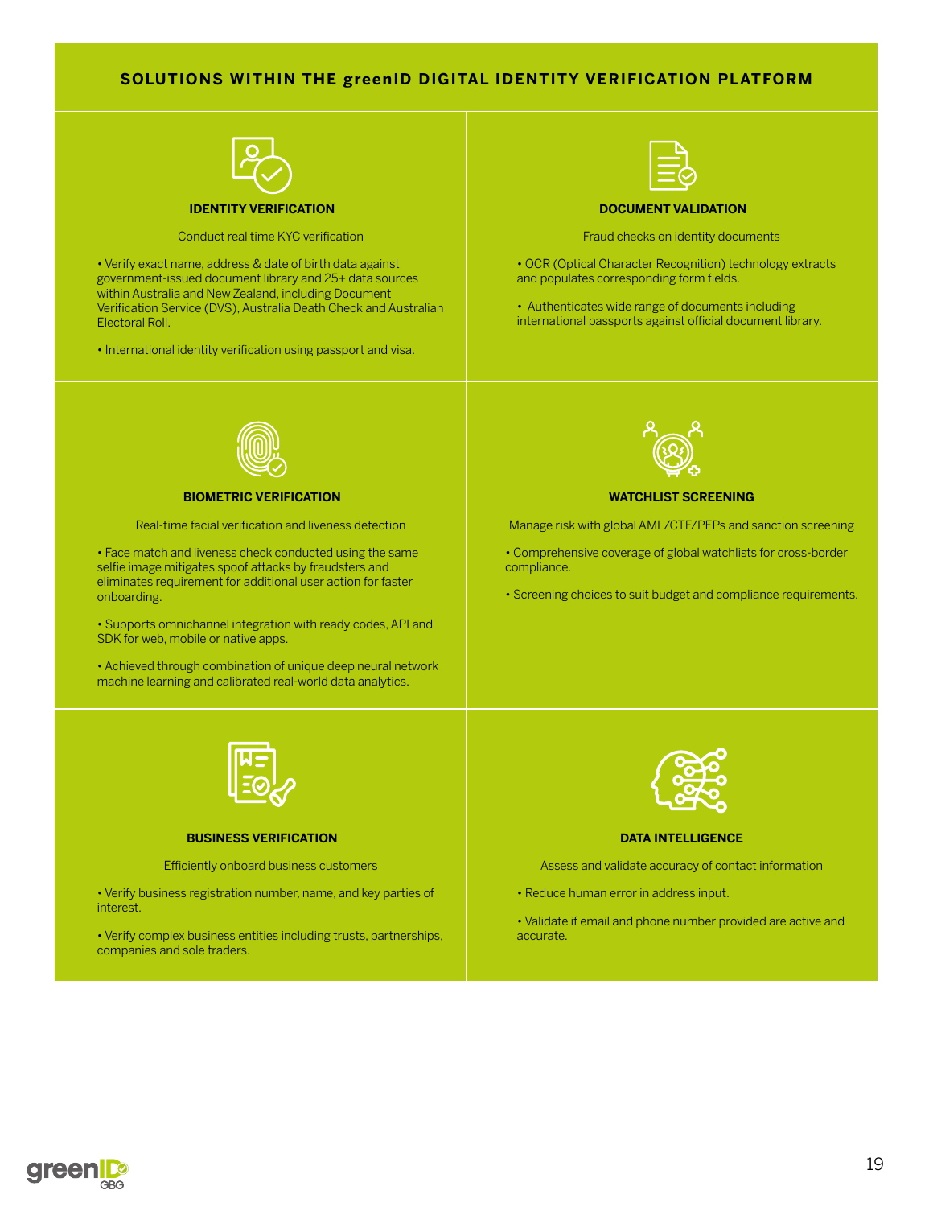## SOLUTIONS WITHIN THE greenID DIGITAL IDENTITY VERIFICATION PLATFORM

### IDENTITY VERIFICATION

Conduct real time KYC verification

- Verify exact name, address & date of birth data against government-issued document library and 25+ data sources within Australia and New Zealand, including Document Verification Service (DVS), Australia Death Check and Australian Electoral Roll.
- International identity verification using passport and visa.

### DOCUMENT VALIDATION

Fraud checks on identity documents

- OCR (Optical Character Recognition) technology extracts and populates corresponding form fields.
- Authenticates wide range of documents including international passports against official document library.

### BIOMETRIC VERIFICATION

Real-time facial verification and liveness detection

- Face match and liveness check conducted using the same selfie image mitigates spoof attacks by fraudsters and eliminates requirement for additional user action for faster onboarding.
- Supports omnichannel integration with ready codes, API and SDK for web, mobile or native apps.
- Achieved through combination of unique deep neural network machine learning and calibrated real-world data analytics.

### WATCHLIST SCREENING

Manage risk with global AML/CTF/PEPs and sanction screening

- Comprehensive coverage of global watchlists for cross-border compliance.
- Screening choices to suit budget and compliance requirements.

### BUSINESS VERIFICATION

Efficiently onboard business customers

- Verify business registration number, name, and key parties of interest.
- Verify complex business entities including trusts, partnerships, companies and sole traders.

### DATA INTELLIGENCE

Assess and validate accuracy of contact information

- Reduce human error in address input.
- Validate if email and phone number provided are active and accurate.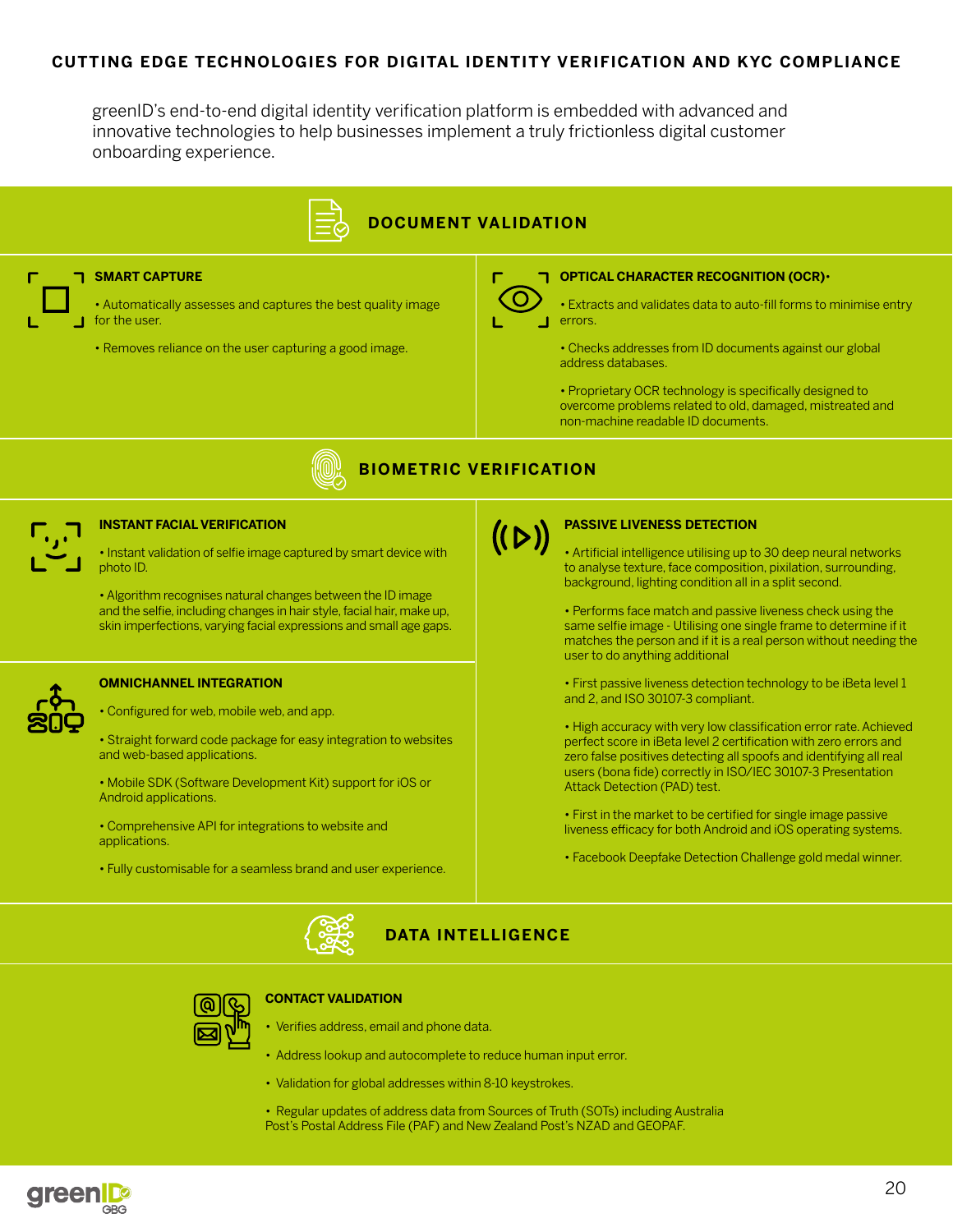# CUTTING EDGE TECHNOLOGIES FOR DIGITAL IDENTITY VERIFICATION AND KYC COMPLIANCE

greenID's end-to-end digital identity verification platform is embedded with advanced and innovative technologies to help businesses implement a truly frictionless digital customer onboarding experience.

## DOCUMENT VALIDATION

### SMART CAPTURE

• Automatically assesses and captures the best quality image for the user.

• Removes reliance on the user capturing a good image.

### OPTICAL CHARACTER RECOGNITION (OCR)·

• Extracts and validates data to auto-fill forms to minimise entry errors.

• Checks addresses from ID documents against our global address databases.

• Proprietary OCR technology is specifically designed to overcome problems related to old, damaged, mistreated and non-machine readable ID documents.

## BIOMETRIC VERIFICATION

### INSTANT FACIAL VERIFICATION

• Instant validation of selfie image captured by smart device with photo ID.

• Algorithm recognises natural changes between the ID image and the selfie, including changes in hair style, facial hair, make up, skin imperfections, varying facial expressions and small age gaps.

### OMNICHANNEL INTEGRATION

• Configured for web, mobile web, and app.

• Straight forward code package for easy integration to websites and web-based applications.

• Mobile SDK (Software Development Kit) support for iOS or Android applications.

• Comprehensive API for integrations to website and applications.

• Fully customisable for a seamless brand and user experience.

### PASSIVE LIVENESS DETECTION

• Artificial intelligence utilising up to 30 deep neural networks to analyse texture, face composition, pixilation, surrounding, background, lighting condition all in a split second.

• Performs face match and passive liveness check using the same selfie image - Utilising one single frame to determine if it matches the person and if it is a real person without needing the user to do anything additional

• First passive liveness detection technology to be iBeta level 1 and 2, and ISO 30107-3 compliant.

• High accuracy with very low classification error rate. Achieved perfect score in iBeta level 2 certification with zero errors and zero false positives detecting all spoofs and identifying all real users (bona fide) correctly in ISO/IEC 30107-3 Presentation Attack Detection (PAD) test.

• First in the market to be certified for single image passive liveness efficacy for both Android and iOS operating systems.

• Facebook Deepfake Detection Challenge gold medal winner.

## DATA INTELLIGENCE

### CONTACT VALIDATION

• Verifies address, email and phone data.

• Address lookup and autocomplete to reduce human input error.

• Validation for global addresses within 8-10 keystrokes.

• Regular updates of address data from Sources of Truth (SOTs) including Australia Post's Postal Address File (PAF) and New Zealand Post's NZAD and GEOPAF.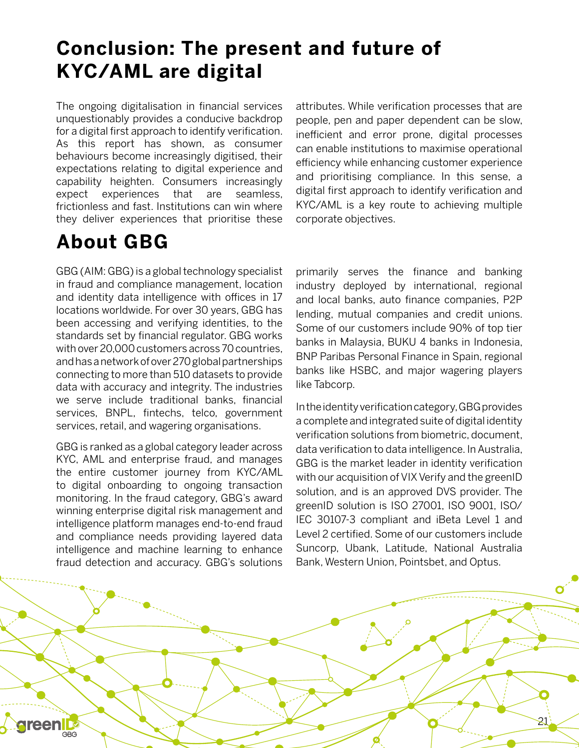# Conclusion: The present and future of KYC/AML are digital

The ongoing digitalisation in financial services unquestionably provides a conducive backdrop for a digital first approach to identify verification. As this report has shown, as consumer behaviours become increasingly digitised, their expectations relating to digital experience and capability heighten. Consumers increasingly expect experiences that are seamless, frictionless and fast. Institutions can win where they deliver experiences that prioritise these attributes. While verification processes that are people, pen and paper dependent can be slow, inefficient and error prone, digital processes can enable institutions to maximise operational efficiency while enhancing customer experience and prioritising compliance. In this sense, a digital first approach to identify verification and KYC/AML is a key route to achieving multiple corporate objectives.

# About GBG

GBG (AIM: GBG) is a global technology specialist in fraud and compliance management, location and identity data intelligence with offices in 17 locations worldwide. For over 30 years, GBG has been accessing and verifying identities, to the standards set by financial regulator. GBG works with over 20,000 customers across 70 countries, and has a network of over 270 global partnerships connecting to more than 510 datasets to provide data with accuracy and integrity. The industries we serve include traditional banks, financial services, BNPL, fintechs, telco, government services, retail, and wagering organisations.

GBG is ranked as a global category leader across KYC, AML and enterprise fraud, and manages the entire customer journey from KYC/AML to digital onboarding to ongoing transaction monitoring. In the fraud category, GBG's award winning enterprise digital risk management and intelligence platform manages end-to-end fraud and compliance needs providing layered data intelligence and machine learning to enhance fraud detection and accuracy. GBG's solutions primarily serves the finance and banking industry deployed by international, regional and local banks, auto finance companies, P2P lending, mutual companies and credit unions. Some of our customers include 90% of top tier banks in Malaysia, BUKU 4 banks in Indonesia, BNP Paribas Personal Finance in Spain, regional banks like HSBC, and major wagering players like Tabcorp.

In the identity verification category, GBG provides a complete and integrated suite of digital identity verification solutions from biometric, document, data verification to data intelligence. In Australia, GBG is the market leader in identity verification with our acquisition of VIX Verify and the greenID solution, and is an approved DVS provider. The greenID solution is ISO 27001, ISO 9001, ISO/IEC 30107-3 compliant and iBeta Level 1 and Level 2 certified. Some of our customers include Suncorp, Ubank, Latitude, National Australia Bank, Western Union, Pointsbet, and Optus.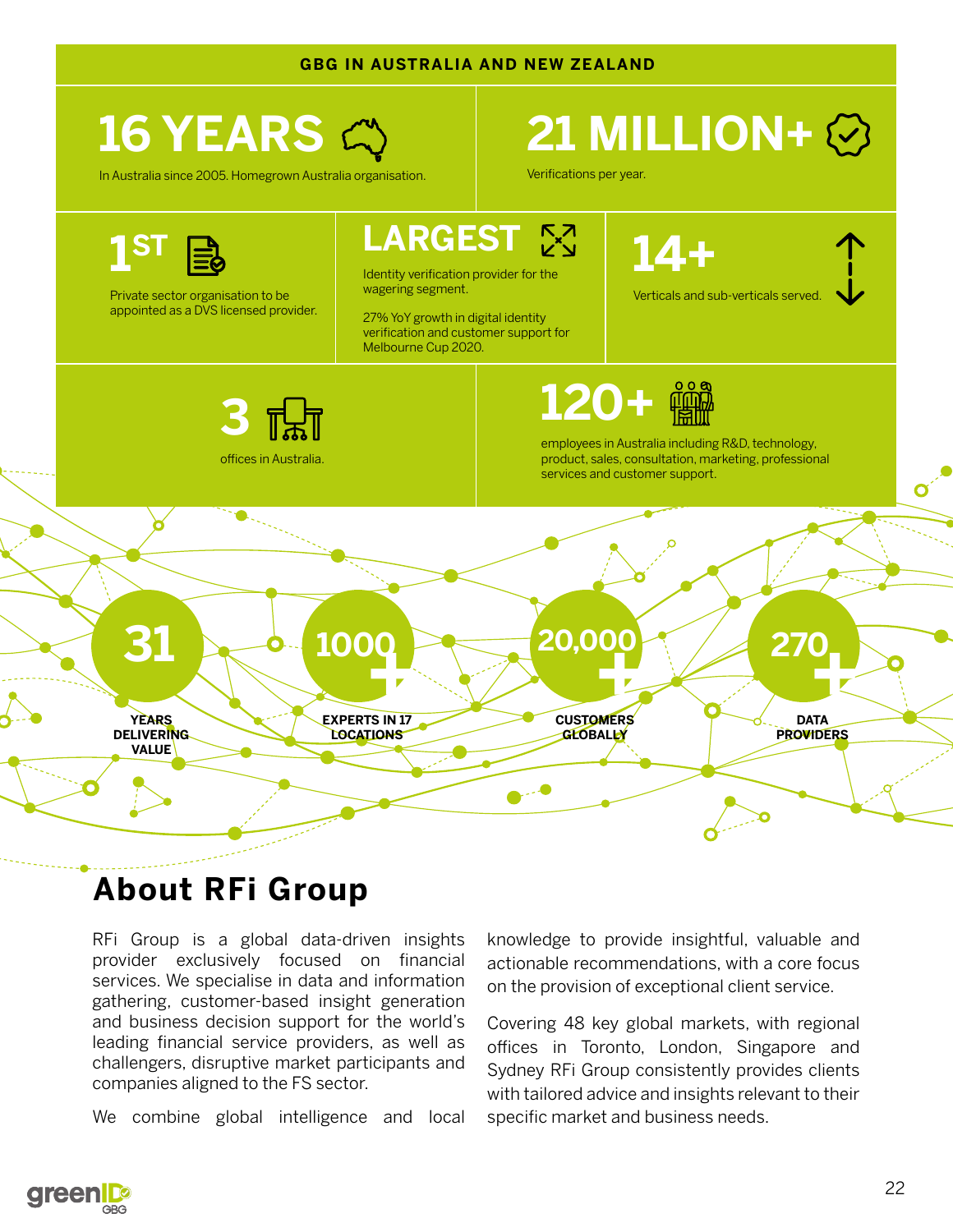## GBG IN AUSTRALIA AND NEW ZEALAND

**16 YEARS**

In Australia since 2005. Homegrown Australia organisation.

**21 MILLION+**

Verifications per year.

**1ST**

Private sector organisation to be appointed as a DVS licensed provider.

**LARGEST**

Identity verification provider for the wagering segment.

27% YoY growth in digital identity verification and customer support for Melbourne Cup 2020.

**14+**

Verticals and sub-verticals served.

**3**

offices in Australia.

**120+**

employees in Australia including R&D, technology, product, sales, consultation, marketing, professional services and customer support.

**31** YEARS DELIVERING VALUE

**1000+** EXPERTS IN 17 LOCATIONS

**20,000+** CUSTOMERS GLOBALLY

**270+** DATA PROVIDERS

# About RFi Group

RFi Group is a global data-driven insights provider exclusively focused on financial services. We specialise in data and information gathering, customer-based insight generation and business decision support for the world's leading financial service providers, as well as challengers, disruptive market participants and companies aligned to the FS sector.

We combine global intelligence and local knowledge to provide insightful, valuable and actionable recommendations, with a core focus on the provision of exceptional client service.

Covering 48 key global markets, with regional offices in Toronto, London, Singapore and Sydney RFi Group consistently provides clients with tailored advice and insights relevant to their specific market and business needs.